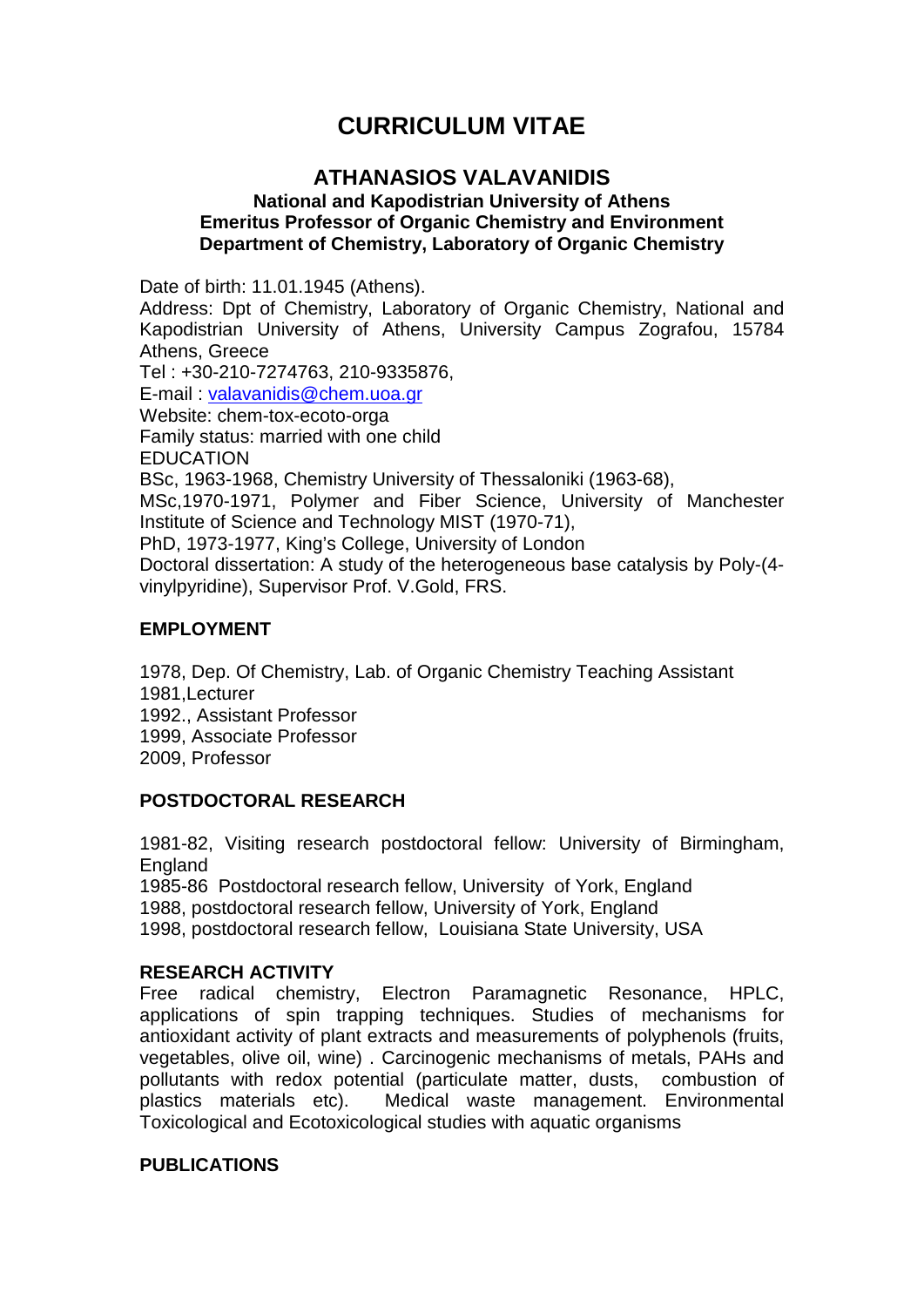# CURRICULUM VITAE

## ATHANASIOS VALAVANIDIS

**National and Kapodistrian University of Athens**
**Emeritus Professor of Organic Chemistry and Environment**
**Department of Chemistry, Laboratory of Organic Chemistry**

Date of birth: 11.01.1945 (Athens).
Address: Dpt of Chemistry, Laboratory of Organic Chemistry, National and Kapodistrian University of Athens, University Campus Zografou, 15784 Athens, Greece
Tel : +30-210-7274763, 210-9335876,
E-mail : valavanidis@chem.uoa.gr
Website: chem-tox-ecoto-orga
Family status: married with one child
EDUCATION
BSc, 1963-1968, Chemistry University of Thessaloniki (1963-68),
MSc,1970-1971, Polymer and Fiber Science, University of Manchester Institute of Science and Technology MIST (1970-71),
PhD, 1973-1977, King's College, University of London
Doctoral dissertation: A study of the heterogeneous base catalysis by Poly-(4-vinylpyridine), Supervisor Prof. V.Gold, FRS.

**EMPLOYMENT**

1978, Dep. Of Chemistry, Lab. of Organic Chemistry Teaching Assistant
1981,Lecturer
1992., Assistant Professor
1999, Associate Professor
2009, Professor

**POSTDOCTORAL RESEARCH**

1981-82, Visiting research postdoctoral fellow: University of Birmingham, England
1985-86 Postdoctoral research fellow, University of York, England
1988, postdoctoral research fellow, University of York, England
1998, postdoctoral research fellow, Louisiana State University, USA

**RESEARCH ACTIVITY**
Free radical chemistry, Electron Paramagnetic Resonance, HPLC, applications of spin trapping techniques. Studies of mechanisms for antioxidant activity of plant extracts and measurements of polyphenols (fruits, vegetables, olive oil, wine) . Carcinogenic mechanisms of metals, PAHs and pollutants with redox potential (particulate matter, dusts, combustion of plastics materials etc). Medical waste management. Environmental Toxicological and Ecotoxicological studies with aquatic organisms

**PUBLICATIONS**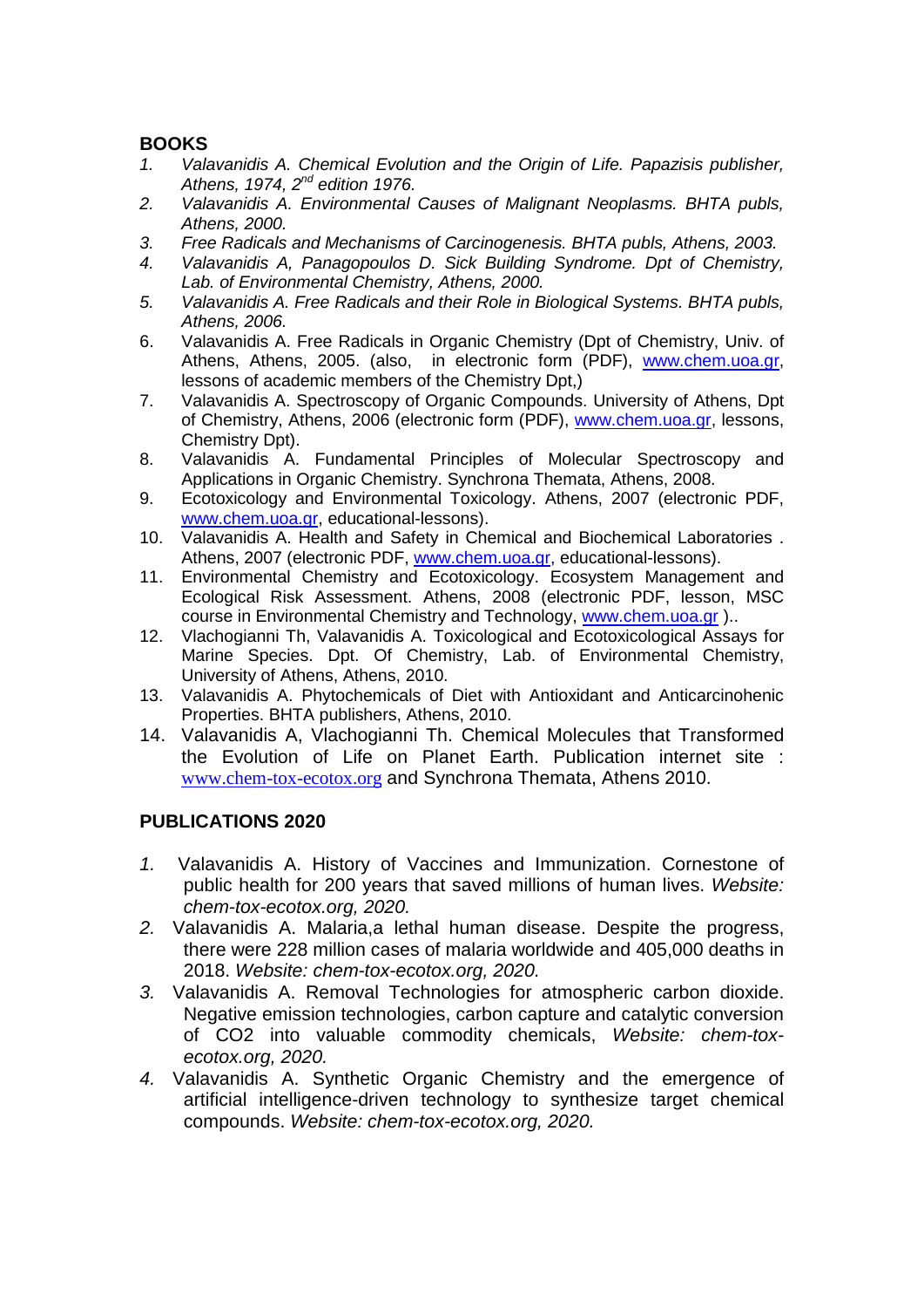## BOOKS

1. *Valavanidis A. Chemical Evolution and the Origin of Life. Papazisis publisher, Athens, 1974, 2nd edition 1976.*
2. *Valavanidis A. Environmental Causes of Malignant Neoplasms. BHTA publs, Athens, 2000.*
3. *Free Radicals and Mechanisms of Carcinogenesis. BHTA publs, Athens, 2003.*
4. *Valavanidis A, Panagopoulos D. Sick Building Syndrome. Dpt of Chemistry, Lab. of Environmental Chemistry, Athens, 2000.*
5. *Valavanidis A. Free Radicals and their Role in Biological Systems. BHTA publs, Athens, 2006.*
6. Valavanidis A. Free Radicals in Organic Chemistry (Dpt of Chemistry, Univ. of Athens, Athens, 2005. (also, in electronic form (PDF), www.chem.uoa.gr, lessons of academic members of the Chemistry Dpt,)
7. Valavanidis A. Spectroscopy of Organic Compounds. University of Athens, Dpt of Chemistry, Athens, 2006 (electronic form (PDF), www.chem.uoa.gr, lessons, Chemistry Dpt).
8. Valavanidis A. Fundamental Principles of Molecular Spectroscopy and Applications in Organic Chemistry. Synchrona Themata, Athens, 2008.
9. Ecotoxicology and Environmental Toxicology. Athens, 2007 (electronic PDF, www.chem.uoa.gr, educational-lessons).
10. Valavanidis A. Health and Safety in Chemical and Biochemical Laboratories . Athens, 2007 (electronic PDF, www.chem.uoa.gr, educational-lessons).
11. Environmental Chemistry and Ecotoxicology. Ecosystem Management and Ecological Risk Assessment. Athens, 2008 (electronic PDF, lesson, MSC course in Environmental Chemistry and Technology, www.chem.uoa.gr )..
12. Vlachogianni Th, Valavanidis A. Toxicological and Ecotoxicological Assays for Marine Species. Dpt. Of Chemistry, Lab. of Environmental Chemistry, University of Athens, Athens, 2010.
13. Valavanidis A. Phytochemicals of Diet with Antioxidant and Anticarcinohenic Properties. BHTA publishers, Athens, 2010.
14. Valavanidis A, Vlachogianni Th. Chemical Molecules that Transformed the Evolution of Life on Planet Earth. Publication internet site : www.chem-tox-ecotox.org and Synchrona Themata, Athens 2010.

## PUBLICATIONS 2020

1. Valavanidis A. History of Vaccines and Immunization. Cornestone of public health for 200 years that saved millions of human lives. *Website: chem-tox-ecotox.org, 2020.*
2. Valavanidis A. Malaria,a lethal human disease. Despite the progress, there were 228 million cases of malaria worldwide and 405,000 deaths in 2018. *Website: chem-tox-ecotox.org, 2020.*
3. Valavanidis A. Removal Technologies for atmospheric carbon dioxide. Negative emission technologies, carbon capture and catalytic conversion of CO2 into valuable commodity chemicals, *Website: chem-tox-ecotox.org, 2020.*
4. Valavanidis A. Synthetic Organic Chemistry and the emergence of artificial intelligence-driven technology to synthesize target chemical compounds. *Website: chem-tox-ecotox.org, 2020.*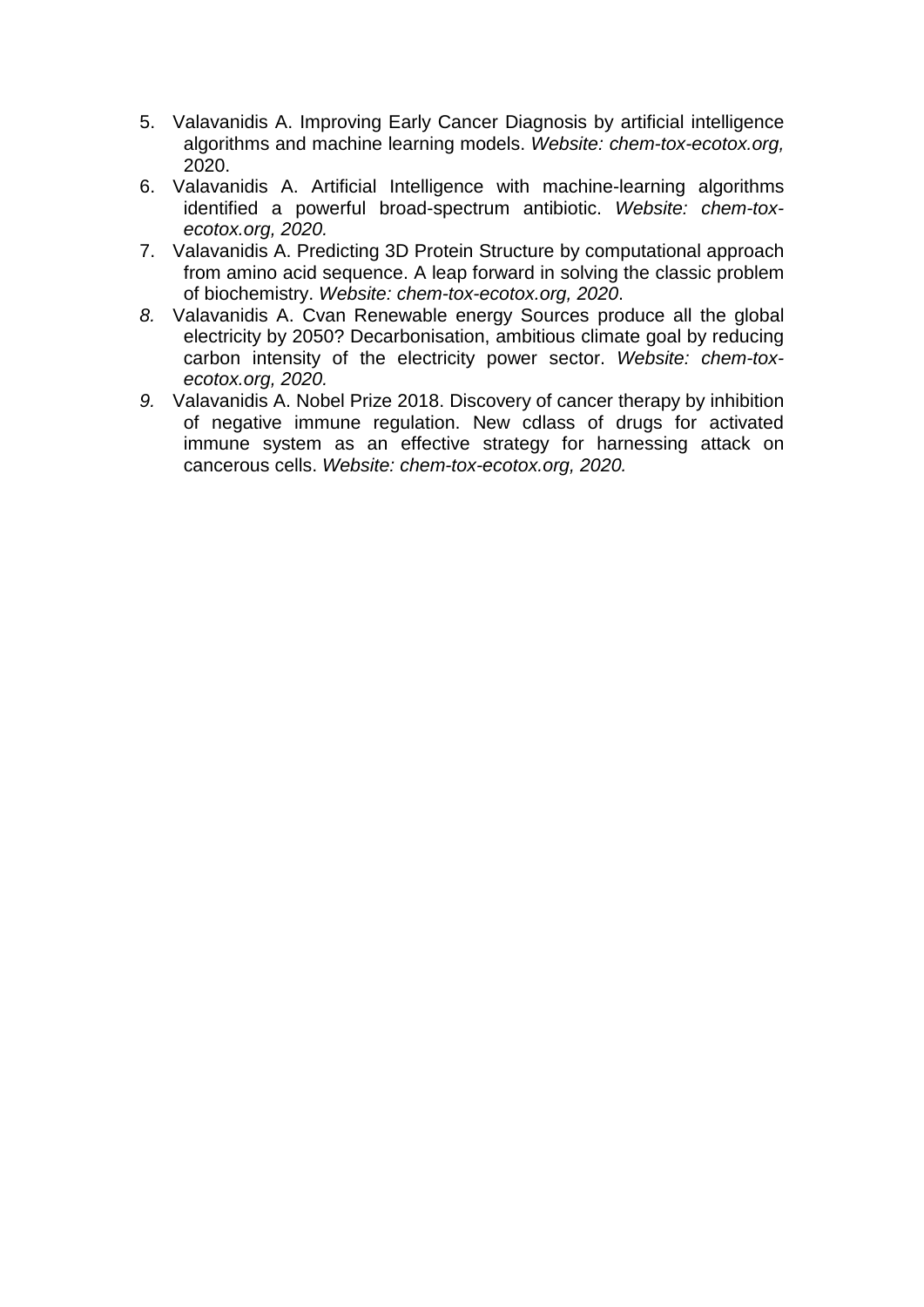5. Valavanidis A. Improving Early Cancer Diagnosis by artificial intelligence algorithms and machine learning models. *Website: chem-tox-ecotox.org,* 2020.
6. Valavanidis A. Artificial Intelligence with machine-learning algorithms identified a powerful broad-spectrum antibiotic. *Website: chem-tox-ecotox.org, 2020.*
7. Valavanidis A. Predicting 3D Protein Structure by computational approach from amino acid sequence. A leap forward in solving the classic problem of biochemistry. *Website: chem-tox-ecotox.org, 2020*.
8. Valavanidis A. Cvan Renewable energy Sources produce all the global electricity by 2050? Decarbonisation, ambitious climate goal by reducing carbon intensity of the electricity power sector. *Website: chem-tox-ecotox.org, 2020.*
9. Valavanidis A. Nobel Prize 2018. Discovery of cancer therapy by inhibition of negative immune regulation. New cdlass of drugs for activated immune system as an effective strategy for harnessing attack on cancerous cells. *Website: chem-tox-ecotox.org, 2020.*